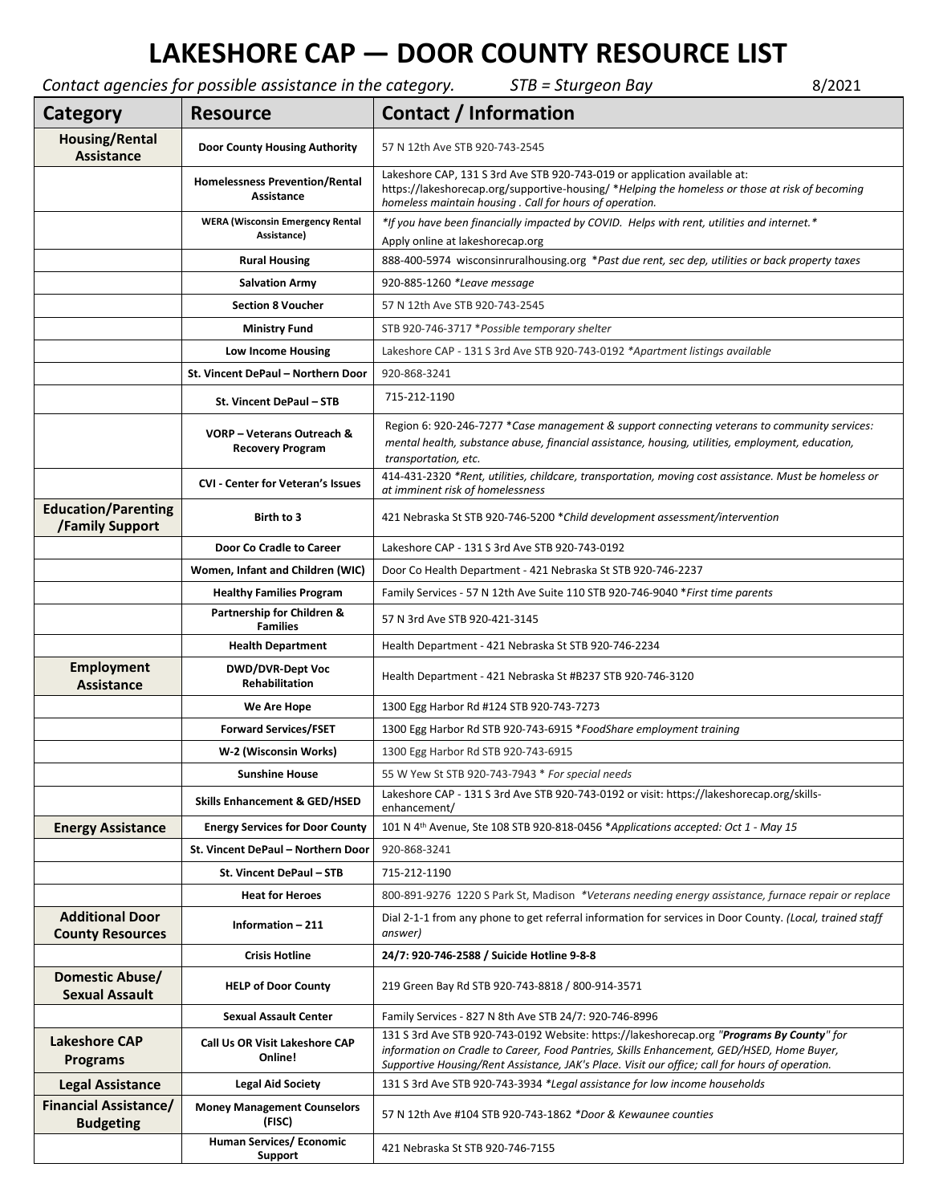# LAKESHORE CAP — DOOR COUNTY RESOURCE LIST

*Contact agencies for possible assistance in the category.* *STB = Sturgeon Bay* 8/2021

| Category | Resource | Contact / Information |
|---|---|---|
| **Housing/Rental Assistance** | **Door County Housing Authority** | 57 N 12th Ave STB 920-743-2545 |
| | **Homelessness Prevention/Rental Assistance** | Lakeshore CAP, 131 S 3rd Ave STB 920-743-019 or application available at: https://lakeshorecap.org/supportive-housing/ *Helping the homeless or those at risk of becoming homeless maintain housing . Call for hours of operation.* |
| | **WERA (Wisconsin Emergency Rental Assistance)** | *If you have been financially impacted by COVID. Helps with rent, utilities and internet.* Apply online at lakeshorecap.org |
| | **Rural Housing** | 888-400-5974 wisconsinruralhousing.org *Past due rent, sec dep, utilities or back property taxes* |
| | **Salvation Army** | 920-885-1260 *Leave message* |
| | **Section 8 Voucher** | 57 N 12th Ave STB 920-743-2545 |
| | **Ministry Fund** | STB 920-746-3717 *Possible temporary shelter* |
| | **Low Income Housing** | Lakeshore CAP - 131 S 3rd Ave STB 920-743-0192 *Apartment listings available* |
| | **St. Vincent DePaul – Northern Door** | 920-868-3241 |
| | **St. Vincent DePaul – STB** | 715-212-1190 |
| | **VORP – Veterans Outreach & Recovery Program** | Region 6: 920-246-7277 *Case management & support connecting veterans to community services: mental health, substance abuse, financial assistance, housing, utilities, employment, education, transportation, etc.* |
| | **CVI - Center for Veteran's Issues** | 414-431-2320 *Rent, utilities, childcare, transportation, moving cost assistance. Must be homeless or at imminent risk of homelessness* |
| **Education/Parenting /Family Support** | **Birth to 3** | 421 Nebraska St STB 920-746-5200 *Child development assessment/intervention* |
| | **Door Co Cradle to Career** | Lakeshore CAP - 131 S 3rd Ave STB 920-743-0192 |
| | **Women, Infant and Children (WIC)** | Door Co Health Department - 421 Nebraska St STB 920-746-2237 |
| | **Healthy Families Program** | Family Services - 57 N 12th Ave Suite 110 STB 920-746-9040 *First time parents* |
| | **Partnership for Children & Families** | 57 N 3rd Ave STB 920-421-3145 |
| | **Health Department** | Health Department - 421 Nebraska St STB 920-746-2234 |
| **Employment Assistance** | **DWD/DVR-Dept Voc Rehabilitation** | Health Department - 421 Nebraska St #B237 STB 920-746-3120 |
| | **We Are Hope** | 1300 Egg Harbor Rd #124 STB 920-743-7273 |
| | **Forward Services/FSET** | 1300 Egg Harbor Rd STB 920-743-6915 *FoodShare employment training* |
| | **W-2 (Wisconsin Works)** | 1300 Egg Harbor Rd STB 920-743-6915 |
| | **Sunshine House** | 55 W Yew St STB 920-743-7943 * *For special needs* |
| | **Skills Enhancement & GED/HSED** | Lakeshore CAP - 131 S 3rd Ave STB 920-743-0192 or visit: https://lakeshorecap.org/skills-enhancement/ |
| **Energy Assistance** | **Energy Services for Door County** | 101 N 4th Avenue, Ste 108 STB 920-818-0456 *Applications accepted: Oct 1 - May 15* |
| | **St. Vincent DePaul – Northern Door** | 920-868-3241 |
| | **St. Vincent DePaul – STB** | 715-212-1190 |
| | **Heat for Heroes** | 800-891-9276 1220 S Park St, Madison *Veterans needing energy assistance, furnace repair or replace* |
| **Additional Door County Resources** | **Information – 211** | Dial 2-1-1 from any phone to get referral information for services in Door County. *(Local, trained staff answer)* |
| | **Crisis Hotline** | **24/7: 920-746-2588 / Suicide Hotline 9-8-8** |
| **Domestic Abuse/ Sexual Assault** | **HELP of Door County** | 219 Green Bay Rd STB 920-743-8818 / 800-914-3571 |
| | **Sexual Assault Center** | Family Services - 827 N 8th Ave STB 24/7: 920-746-8996 |
| **Lakeshore CAP Programs** | **Call Us OR Visit Lakeshore CAP Online!** | 131 S 3rd Ave STB 920-743-0192 Website: https://lakeshorecap.org *"**Programs By County**" for information on Cradle to Career, Food Pantries, Skills Enhancement, GED/HSED, Home Buyer, Supportive Housing/Rent Assistance, JAK's Place. Visit our office; call for hours of operation.* |
| **Legal Assistance** | **Legal Aid Society** | 131 S 3rd Ave STB 920-743-3934 *Legal assistance for low income households* |
| **Financial Assistance/ Budgeting** | **Money Management Counselors (FISC)** | 57 N 12th Ave #104 STB 920-743-1862 *Door & Kewaunee counties* |
| | **Human Services/ Economic Support** | 421 Nebraska St STB 920-746-7155 |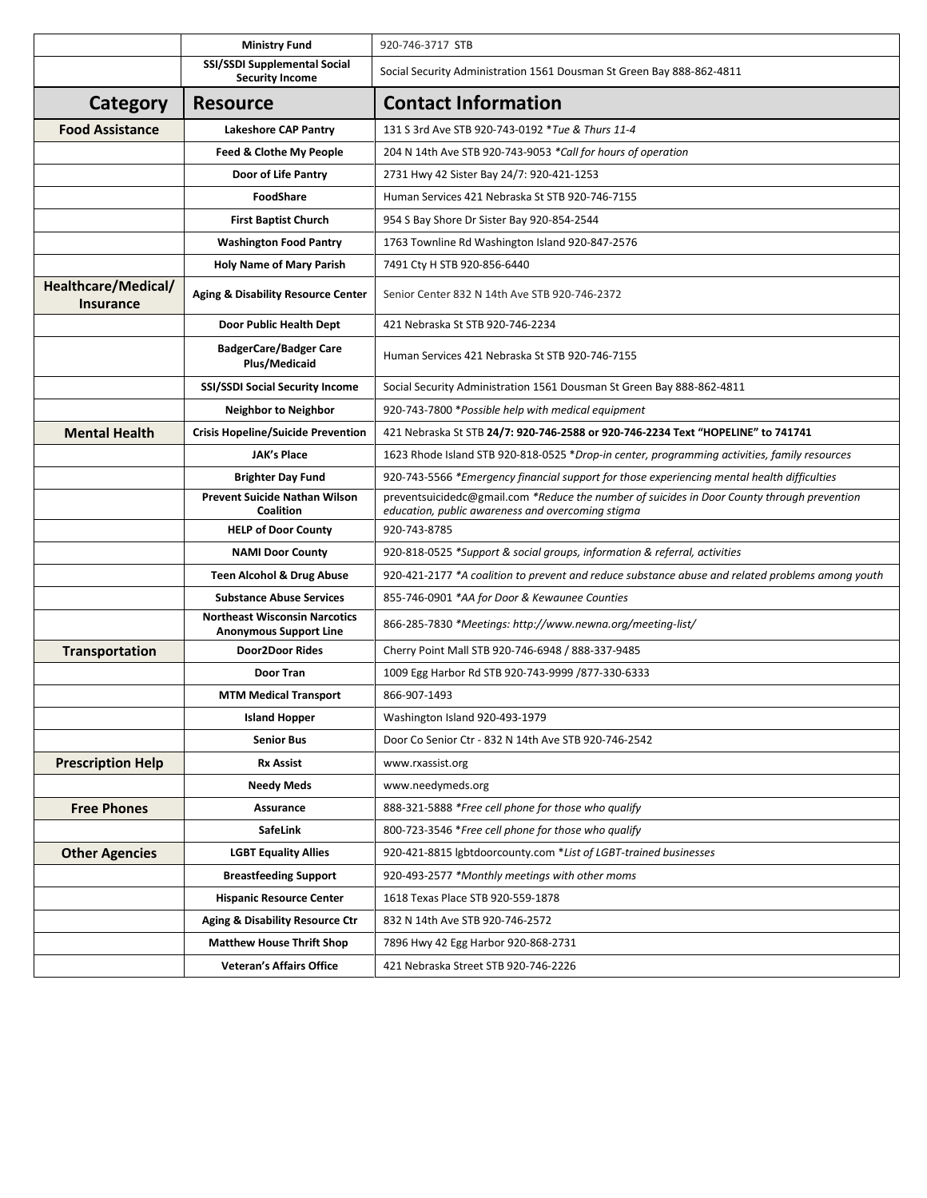| | | |
|---|---|---|
| | **Ministry Fund** | 920-746-3717 STB |
| | **SSI/SSDI Supplemental Social Security Income** | Social Security Administration 1561 Dousman St Green Bay 888-862-4811 |
| **Category** | **Resource** | **Contact Information** |
| **Food Assistance** | **Lakeshore CAP Pantry** | 131 S 3rd Ave STB 920-743-0192 **Tue & Thurs 11-4* |
| | **Feed & Clothe My People** | 204 N 14th Ave STB 920-743-9053 **Call for hours of operation* |
| | **Door of Life Pantry** | 2731 Hwy 42 Sister Bay 24/7: 920-421-1253 |
| | **FoodShare** | Human Services 421 Nebraska St STB 920-746-7155 |
| | **First Baptist Church** | 954 S Bay Shore Dr Sister Bay 920-854-2544 |
| | **Washington Food Pantry** | 1763 Townline Rd Washington Island 920-847-2576 |
| | **Holy Name of Mary Parish** | 7491 Cty H STB 920-856-6440 |
| **Healthcare/Medical/ Insurance** | **Aging & Disability Resource Center** | Senior Center 832 N 14th Ave STB 920-746-2372 |
| | **Door Public Health Dept** | 421 Nebraska St STB 920-746-2234 |
| | **BadgerCare/Badger Care Plus/Medicaid** | Human Services 421 Nebraska St STB 920-746-7155 |
| | **SSI/SSDI Social Security Income** | Social Security Administration 1561 Dousman St Green Bay 888-862-4811 |
| | **Neighbor to Neighbor** | 920-743-7800 **Possible help with medical equipment* |
| **Mental Health** | **Crisis Hopeline/Suicide Prevention** | 421 Nebraska St STB **24/7: 920-746-2588 or 920-746-2234 Text "HOPELINE" to 741741** |
| | **JAK's Place** | 1623 Rhode Island STB 920-818-0525 **Drop-in center, programming activities, family resources* |
| | **Brighter Day Fund** | 920-743-5566 **Emergency financial support for those experiencing mental health difficulties* |
| | **Prevent Suicide Nathan Wilson Coalition** | preventsuicidedc@gmail.com **Reduce the number of suicides in Door County through prevention education, public awareness and overcoming stigma* |
| | **HELP of Door County** | 920-743-8785 |
| | **NAMI Door County** | 920-818-0525 **Support & social groups, information & referral, activities* |
| | **Teen Alcohol & Drug Abuse** | 920-421-2177 **A coalition to prevent and reduce substance abuse and related problems among youth* |
| | **Substance Abuse Services** | 855-746-0901 **AA for Door & Kewaunee Counties* |
| | **Northeast Wisconsin Narcotics Anonymous Support Line** | 866-285-7830 **Meetings: http://www.newna.org/meeting-list/* |
| **Transportation** | **Door2Door Rides** | Cherry Point Mall STB 920-746-6948 / 888-337-9485 |
| | **Door Tran** | 1009 Egg Harbor Rd STB 920-743-9999 /877-330-6333 |
| | **MTM Medical Transport** | 866-907-1493 |
| | **Island Hopper** | Washington Island 920-493-1979 |
| | **Senior Bus** | Door Co Senior Ctr - 832 N 14th Ave STB 920-746-2542 |
| **Prescription Help** | **Rx Assist** | www.rxassist.org |
| | **Needy Meds** | www.needymeds.org |
| **Free Phones** | **Assurance** | 888-321-5888 **Free cell phone for those who qualify* |
| | **SafeLink** | 800-723-3546 **Free cell phone for those who qualify* |
| **Other Agencies** | **LGBT Equality Allies** | 920-421-8815 lgbtdoorcounty.com **List of LGBT-trained businesses* |
| | **Breastfeeding Support** | 920-493-2577 **Monthly meetings with other moms* |
| | **Hispanic Resource Center** | 1618 Texas Place STB 920-559-1878 |
| | **Aging & Disability Resource Ctr** | 832 N 14th Ave STB 920-746-2572 |
| | **Matthew House Thrift Shop** | 7896 Hwy 42 Egg Harbor 920-868-2731 |
| | **Veteran's Affairs Office** | 421 Nebraska Street STB 920-746-2226 |